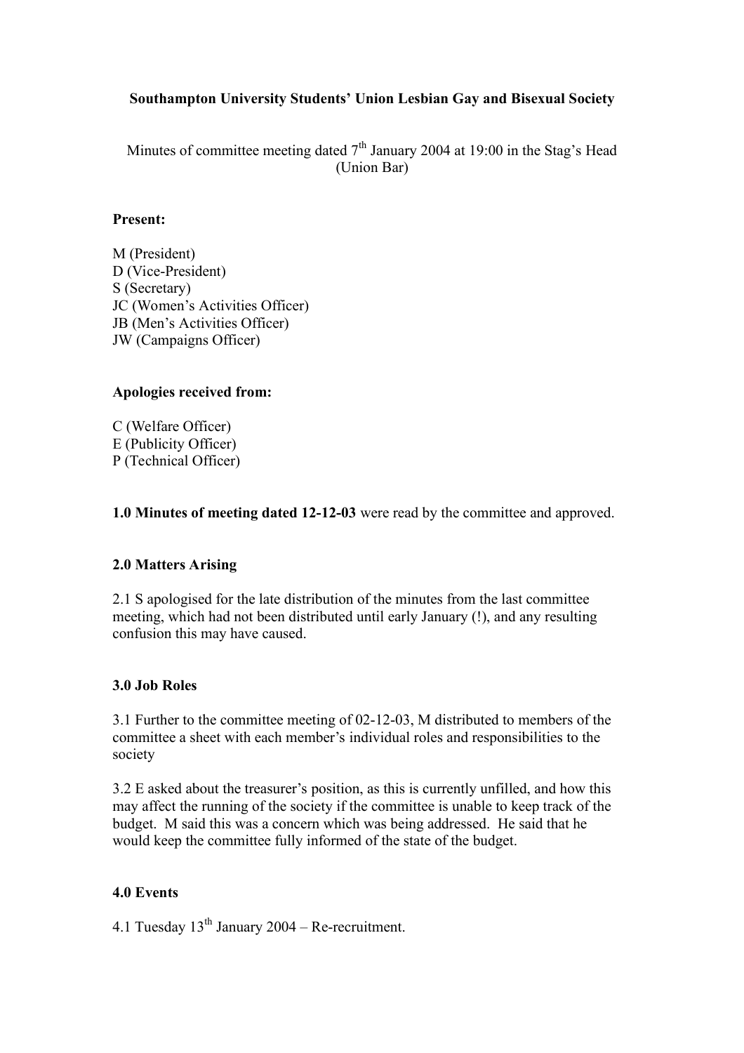**Southampton University Students' Union Lesbian Gay and Bisexual Society**

Minutes of committee meeting dated 7th January 2004 at 19:00 in the Stag's Head (Union Bar)

**Present:**

M (President)
D (Vice-President)
S (Secretary)
JC (Women's Activities Officer)
JB (Men's Activities Officer)
JW (Campaigns Officer)

**Apologies received from:**

C (Welfare Officer)
E (Publicity Officer)
P (Technical Officer)

**1.0 Minutes of meeting dated 12-12-03** were read by the committee and approved.

**2.0 Matters Arising**

2.1 S apologised for the late distribution of the minutes from the last committee meeting, which had not been distributed until early January (!), and any resulting confusion this may have caused.

**3.0 Job Roles**

3.1 Further to the committee meeting of 02-12-03, M distributed to members of the committee a sheet with each member's individual roles and responsibilities to the society

3.2 E asked about the treasurer's position, as this is currently unfilled, and how this may affect the running of the society if the committee is unable to keep track of the budget. M said this was a concern which was being addressed. He said that he would keep the committee fully informed of the state of the budget.

**4.0 Events**

4.1 Tuesday 13th January 2004 – Re-recruitment.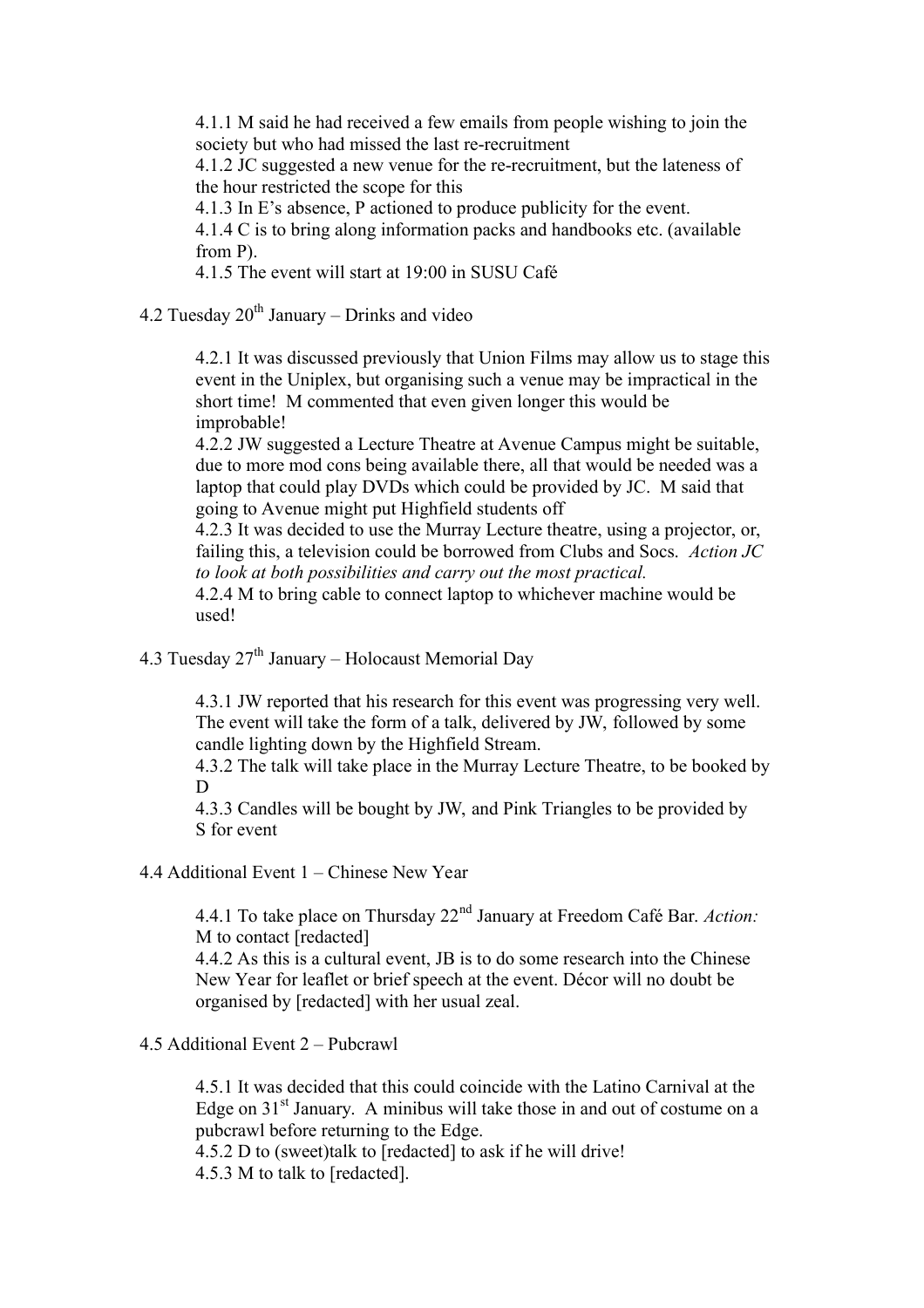4.1.1 M said he had received a few emails from people wishing to join the society but who had missed the last re-recruitment

4.1.2 JC suggested a new venue for the re-recruitment, but the lateness of the hour restricted the scope for this

4.1.3 In E's absence, P actioned to produce publicity for the event.

4.1.4 C is to bring along information packs and handbooks etc. (available from P).

4.1.5 The event will start at 19:00 in SUSU Café

4.2 Tuesday 20th January – Drinks and video

4.2.1 It was discussed previously that Union Films may allow us to stage this event in the Uniplex, but organising such a venue may be impractical in the short time! M commented that even given longer this would be improbable!

4.2.2 JW suggested a Lecture Theatre at Avenue Campus might be suitable, due to more mod cons being available there, all that would be needed was a laptop that could play DVDs which could be provided by JC. M said that going to Avenue might put Highfield students off

4.2.3 It was decided to use the Murray Lecture theatre, using a projector, or, failing this, a television could be borrowed from Clubs and Socs. *Action JC to look at both possibilities and carry out the most practical.*

4.2.4 M to bring cable to connect laptop to whichever machine would be used!

4.3 Tuesday 27th January – Holocaust Memorial Day

4.3.1 JW reported that his research for this event was progressing very well. The event will take the form of a talk, delivered by JW, followed by some candle lighting down by the Highfield Stream.

4.3.2 The talk will take place in the Murray Lecture Theatre, to be booked by D

4.3.3 Candles will be bought by JW, and Pink Triangles to be provided by S for event

4.4 Additional Event 1 – Chinese New Year

4.4.1 To take place on Thursday 22nd January at Freedom Café Bar. *Action:* M to contact [redacted]

4.4.2 As this is a cultural event, JB is to do some research into the Chinese New Year for leaflet or brief speech at the event. Décor will no doubt be organised by [redacted] with her usual zeal.

4.5 Additional Event 2 – Pubcrawl

4.5.1 It was decided that this could coincide with the Latino Carnival at the Edge on 31st January. A minibus will take those in and out of costume on a pubcrawl before returning to the Edge.

4.5.2 D to (sweet)talk to [redacted] to ask if he will drive!

4.5.3 M to talk to [redacted].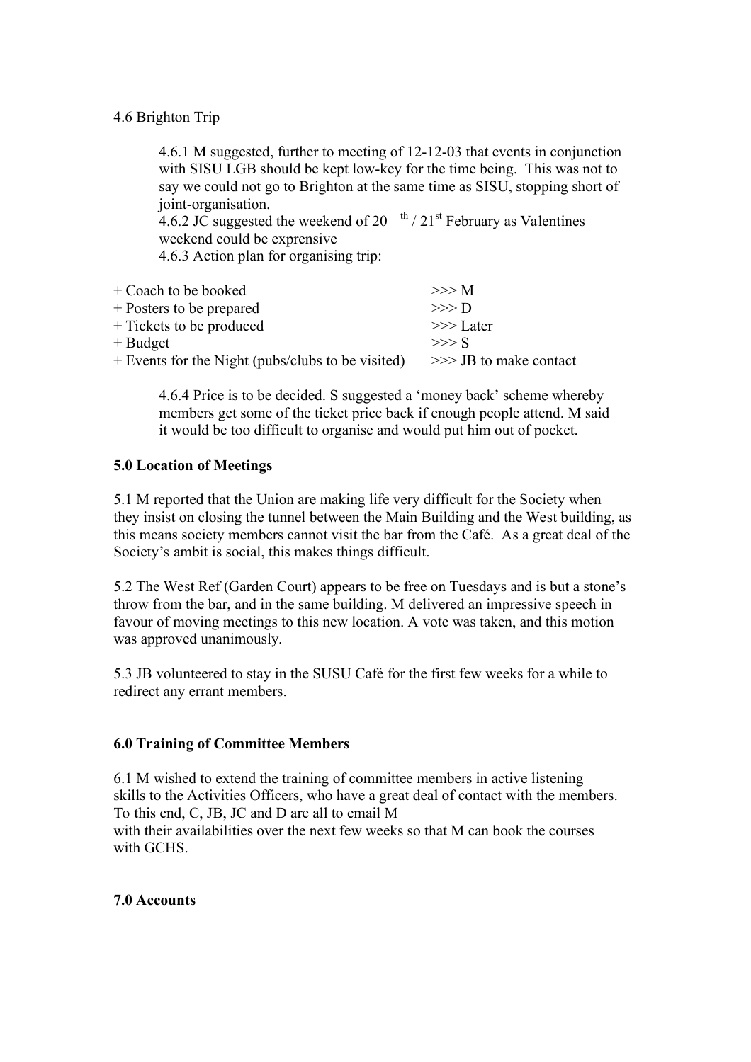4.6 Brighton Trip

4.6.1 M suggested, further to meeting of 12-12-03 that events in conjunction with SISU LGB should be kept low-key for the time being. This was not to say we could not go to Brighton at the same time as SISU, stopping short of joint-organisation.
4.6.2 JC suggested the weekend of 20th / 21st February as Valentines weekend could be exprensive
4.6.3 Action plan for organising trip:

| | |
|---|---|
| + Coach to be booked | >>> M |
| + Posters to be prepared | >>> D |
| + Tickets to be produced | >>> Later |
| + Budget | >>> S |
| + Events for the Night (pubs/clubs to be visited) | >>> JB to make contact |

4.6.4 Price is to be decided. S suggested a 'money back' scheme whereby members get some of the ticket price back if enough people attend. M said it would be too difficult to organise and would put him out of pocket.

**5.0 Location of Meetings**

5.1 M reported that the Union are making life very difficult for the Society when they insist on closing the tunnel between the Main Building and the West building, as this means society members cannot visit the bar from the Café. As a great deal of the Society's ambit is social, this makes things difficult.

5.2 The West Ref (Garden Court) appears to be free on Tuesdays and is but a stone's throw from the bar, and in the same building. M delivered an impressive speech in favour of moving meetings to this new location. A vote was taken, and this motion was approved unanimously.

5.3 JB volunteered to stay in the SUSU Café for the first few weeks for a while to redirect any errant members.

**6.0 Training of Committee Members**

6.1 M wished to extend the training of committee members in active listening skills to the Activities Officers, who have a great deal of contact with the members. To this end, C, JB, JC and D are all to email M with their availabilities over the next few weeks so that M can book the courses with GCHS.

**7.0 Accounts**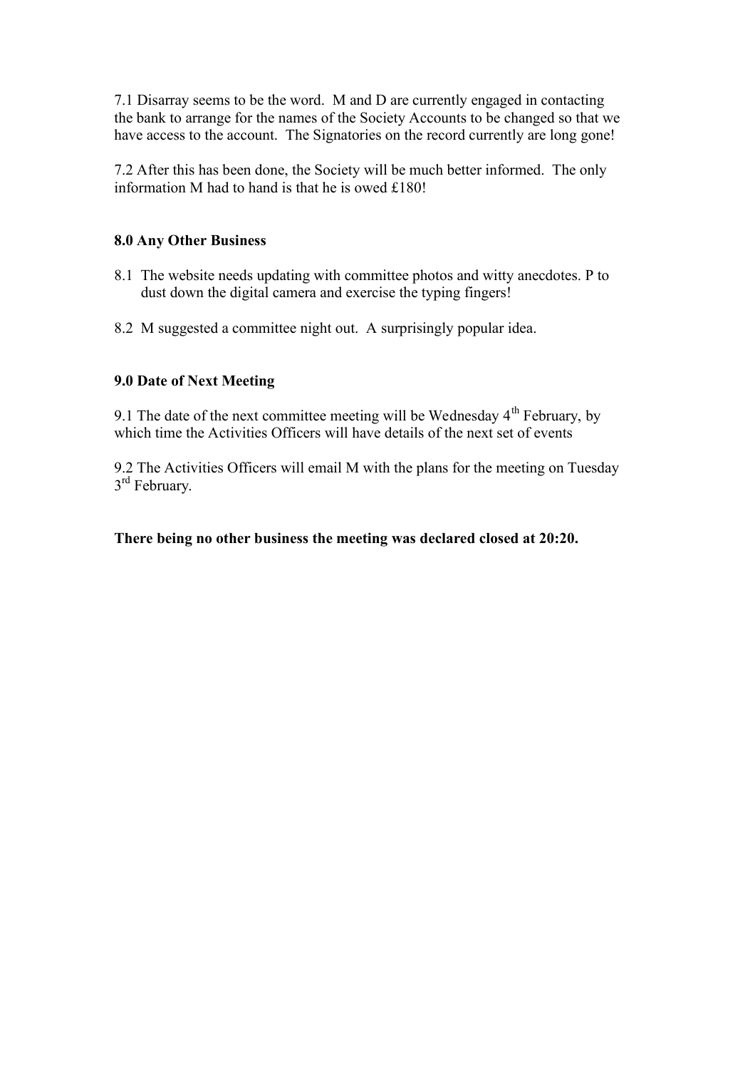7.1 Disarray seems to be the word. M and D are currently engaged in contacting the bank to arrange for the names of the Society Accounts to be changed so that we have access to the account. The Signatories on the record currently are long gone!

7.2 After this has been done, the Society will be much better informed. The only information M had to hand is that he is owed £180!

## 8.0 Any Other Business

8.1 The website needs updating with committee photos and witty anecdotes. P to dust down the digital camera and exercise the typing fingers!

8.2 M suggested a committee night out. A surprisingly popular idea.

## 9.0 Date of Next Meeting

9.1 The date of the next committee meeting will be Wednesday 4th February, by which time the Activities Officers will have details of the next set of events

9.2 The Activities Officers will email M with the plans for the meeting on Tuesday 3rd February.

**There being no other business the meeting was declared closed at 20:20.**